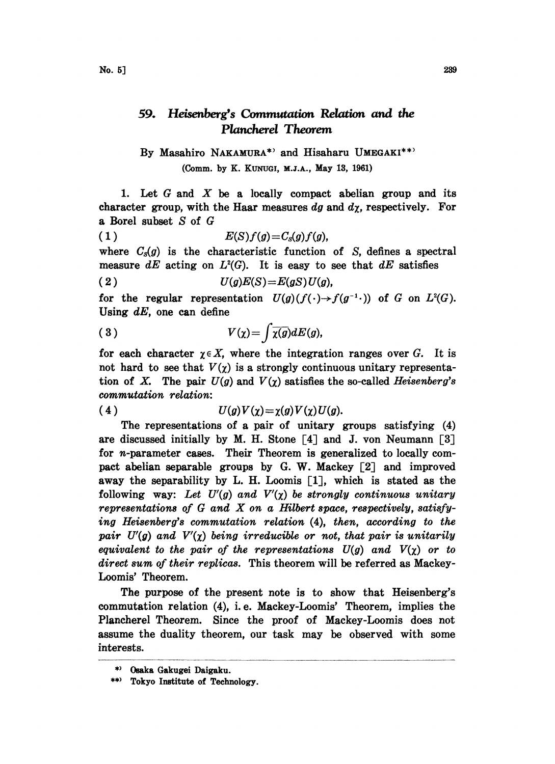# 59. Heisenberg's Commutation Relation and the Plancherel Theorem

By Masahiro NAKAMURA[*] and Hisaharu UMEGAKI[**]

(Comm. by K. KUNUGI, M.J.A., May 13, 1961)

1. Let $G$ and $X$ be a locally compact abelian group and its character group, with the Haar measures $dg$ and $d\chi$, respectively. For a Borel subset $S$ of $G$

$$E(S)f(g)=C_S(g)f(g), \tag{1}$$

where $C_S(g)$ is the characteristic function of $S$, defines a spectral measure $dE$ acting on $L^2(G)$. It is easy to see that $dE$ satisfies

$$U(g)E(S)=E(gS)U(g), \tag{2}$$

for the regular representation $U(g)(f(\cdot)\rightarrow f(g^{-1}\cdot))$ of $G$ on $L^2(G)$. Using $dE$, one can define

$$V(\chi)=\int\overline{\chi(g)}dE(g), \tag{3}$$

for each character $\chi\in X$, where the integration ranges over $G$. It is not hard to see that $V(\chi)$ is a strongly continuous unitary representation of $X$. The pair $U(g)$ and $V(\chi)$ satisfies the so-called *Heisenberg's commutation relation*:

$$U(g)V(\chi)=\chi(g)V(\chi)U(g). \tag{4}$$

The representations of a pair of unitary groups satisfying (4) are discussed initially by M. H. Stone [4] and J. von Neumann [3] for $n$-parameter cases. Their Theorem is generalized to locally compact abelian separable groups by G. W. Mackey [2] and improved away the separability by L. H. Loomis [1], which is stated as the following way: *Let $U'(g)$ and $V'(\chi)$ be strongly continuous unitary representations of $G$ and $X$ on a Hilbert space, respectively, satisfying Heisenberg's commutation relation* (4), *then, according to the pair $U'(g)$ and $V'(\chi)$ being irreducible or not, that pair is unitarily equivalent to the pair of the representations $U(g)$ and $V(\chi)$ or to direct sum of their replicas.* This theorem will be referred as Mackey-Loomis' Theorem.

The purpose of the present note is to show that Heisenberg's commutation relation (4), i.e. Mackey-Loomis' Theorem, implies the Plancherel Theorem. Since the proof of Mackey-Loomis does not assume the duality theorem, our task may be observed with some interests.

---

[*] Osaka Gakugei Daigaku.

[**] Tokyo Institute of Technology.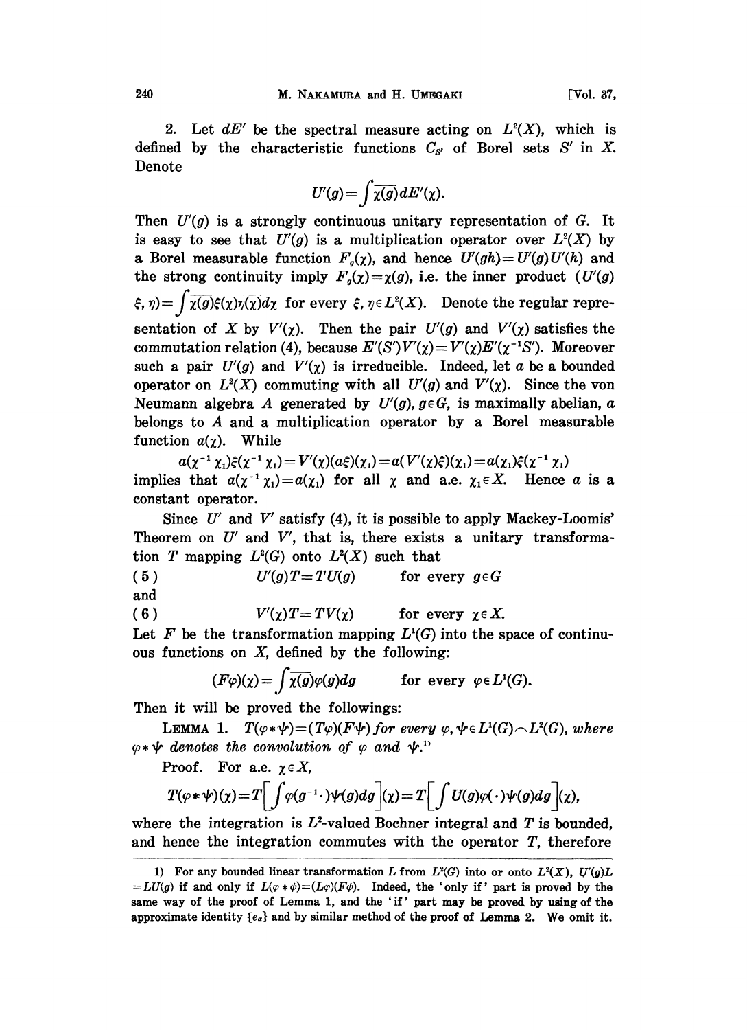2. Let $dE'$ be the spectral measure acting on $L^2(X)$, which is defined by the characteristic functions $C_{S'}$ of Borel sets $S'$ in $X$. Denote

$$U'(g)=\int\overline{\chi(g)}dE'(\chi).$$

Then $U'(g)$ is a strongly continuous unitary representation of $G$. It is easy to see that $U'(g)$ is a multiplication operator over $L^2(X)$ by a Borel measurable function $F_g(\chi)$, and hence $U'(gh)=U'(g)U'(h)$ and the strong continuity imply $F_g(\chi)=\chi(g)$, i.e. the inner product $(U'(g)\xi,\eta)=\int\overline{\chi(g)}\xi(\chi)\overline{\eta(\chi)}d\chi$ for every $\xi,\eta\in L^2(X)$. Denote the regular representation of $X$ by $V'(\chi)$. Then the pair $U'(g)$ and $V'(\chi)$ satisfies the commutation relation (4), because $E'(S')V'(\chi)=V'(\chi)E'(\chi^{-1}S')$. Moreover such a pair $U'(g)$ and $V'(\chi)$ is irreducible. Indeed, let $a$ be a bounded operator on $L^2(X)$ commuting with all $U'(g)$ and $V'(\chi)$. Since the von Neumann algebra $A$ generated by $U'(g)$, $g\in G$, is maximally abelian, $a$ belongs to $A$ and a multiplication operator by a Borel measurable function $a(\chi)$. While

$$a(\chi^{-1}\chi_1)\xi(\chi^{-1}\chi_1)=V'(\chi)(a\xi)(\chi_1)=a(V'(\chi)\xi)(\chi_1)=a(\chi_1)\xi(\chi^{-1}\chi_1)$$

implies that $a(\chi^{-1}\chi_1)=a(\chi_1)$ for all $\chi$ and a.e. $\chi_1\in X$. Hence $a$ is a constant operator.

Since $U'$ and $V'$ satisfy (4), it is possible to apply Mackey-Loomis' Theorem on $U'$ and $V'$, that is, there exists a unitary transformation $T$ mapping $L^2(G)$ onto $L^2(X)$ such that

$$(5)\qquad U'(g)T=TU(g)\qquad \text{for every } g\in G$$

and

$$(6)\qquad V'(\chi)T=TV(\chi)\qquad \text{for every } \chi\in X.$$

Let $F$ be the transformation mapping $L^1(G)$ into the space of continuous functions on $X$, defined by the following:

$$(F\varphi)(\chi)=\int\overline{\chi(g)}\varphi(g)dg\qquad \text{for every } \varphi\in L^1(G).$$

Then it will be proved the followings:

LEMMA 1. *$T(\varphi*\psi)=(T\varphi)(F\psi)$ for every $\varphi,\psi\in L^1(G)\frown L^2(G)$, where $\varphi*\psi$ denotes the convolution of $\varphi$ and $\psi$.*[1]

Proof. For a.e. $\chi\in X$,

$$T(\varphi*\psi)(\chi)=T\Big[\int\varphi(g^{-1}\cdot)\psi(g)dg\Big](\chi)=T\Big[\int U(g)\varphi(\cdot)\psi(g)dg\Big](\chi),$$

where the integration is $L^2$-valued Bochner integral and $T$ is bounded, and hence the integration commutes with the operator $T$, therefore

---

1) For any bounded linear transformation $L$ from $L^2(G)$ into or onto $L^2(X)$, $U'(g)L=LU(g)$ if and only if $L(\varphi*\psi)=(L\varphi)(F\psi)$. Indeed, the 'only if' part is proved by the same way of the proof of Lemma 1, and the 'if' part may be proved by using of the approximate identity $\{e_\alpha\}$ and by similar method of the proof of Lemma 2. We omit it.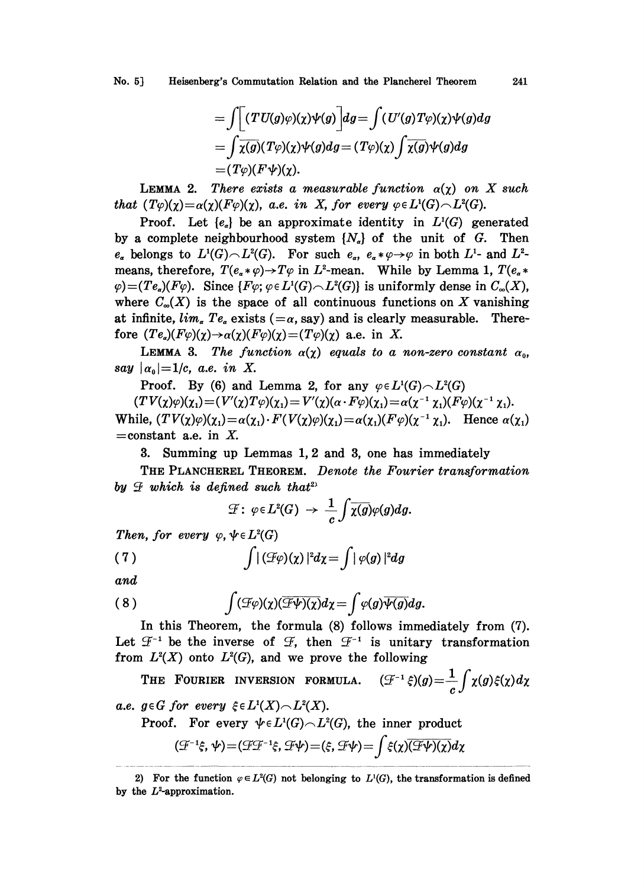$$= \int \left[ (TU(g)\varphi)(\chi)\psi(g) \right] dg = \int (U'(g)T\varphi)(\chi)\psi(g)dg$$
$$= \int \overline{\chi(g)}(T\varphi)(\chi)\psi(g)dg = (T\varphi)(\chi)\int \overline{\chi(g)}\psi(g)dg$$
$$= (T\varphi)(F\psi)(\chi).$$

LEMMA 2. *There exists a measurable function $\alpha(\chi)$ on $X$ such that $(T\varphi)(\chi) = \alpha(\chi)(F\varphi)(\chi)$, a.e. in $X$, for every $\varphi \in L^1(G) \frown L^2(G)$.*

Proof. Let $\{e_\alpha\}$ be an approximate identity in $L^1(G)$ generated by a complete neighbourhood system $\{N_\alpha\}$ of the unit of $G$. Then $e_\alpha$ belongs to $L^1(G) \frown L^2(G)$. For such $e_\alpha$, $e_\alpha * \varphi \to \varphi$ in both $L^1$- and $L^2$-means, therefore, $T(e_\alpha * \varphi) \to T\varphi$ in $L^2$-mean. While by Lemma 1, $T(e_\alpha * \varphi) = (Te_\alpha)(F\varphi)$. Since $\{F\varphi; \varphi \in L^1(G) \frown L^2(G)\}$ is uniformly dense in $C_\infty(X)$, where $C_\infty(X)$ is the space of all continuous functions on $X$ vanishing at infinite, $\lim_\alpha Te_\alpha$ exists ($=\alpha$, say) and is clearly measurable. Therefore $(Te_\alpha)(F\varphi)(\chi) \to \alpha(\chi)(F\varphi)(\chi) = (T\varphi)(\chi)$ a.e. in $X$.

LEMMA 3. *The function $\alpha(\chi)$ equals to a non-zero constant $\alpha_0$, say $|\alpha_0| = 1/c$, a.e. in $X$.*

Proof. By (6) and Lemma 2, for any $\varphi \in L^1(G) \frown L^2(G)$

$(TV(\chi)\varphi)(\chi_1) = (V'(\chi)T\varphi)(\chi_1) = V'(\chi)(\alpha \cdot F\varphi)(\chi_1) = \alpha(\chi^{-1}\chi_1)(F\varphi)(\chi^{-1}\chi_1)$.

While, $(TV(\chi)\varphi)(\chi_1) = \alpha(\chi_1) \cdot F(V(\chi)\varphi)(\chi_1) = \alpha(\chi_1)(F\varphi)(\chi^{-1}\chi_1)$. Hence $\alpha(\chi_1)$ $=$ constant a.e. in $X$.

3. Summing up Lemmas 1, 2 and 3, one has immediately

THE PLANCHEREL THEOREM. *Denote the Fourier transformation by $\mathcal{F}$ which is defined such that*[2]

$$\mathcal{F}\colon \varphi \in L^2(G) \to \frac{1}{c}\int \overline{\chi(g)}\varphi(g)dg.$$

*Then, for every $\varphi, \psi \in L^2(G)$*

$$\int |(\mathcal{F}\varphi)(\chi)|^2 d\chi = \int |\varphi(g)|^2 dg \tag{7}$$

*and*

$$\int (\mathcal{F}\varphi)(\chi)\overline{(\mathcal{F}\psi)(\chi)}d\chi = \int \varphi(g)\overline{\psi(g)}dg. \tag{8}$$

In this Theorem, the formula (8) follows immediately from (7). Let $\mathcal{F}^{-1}$ be the inverse of $\mathcal{F}$, then $\mathcal{F}^{-1}$ is unitary transformation from $L^2(X)$ onto $L^2(G)$, and we prove the following

THE FOURIER INVERSION FORMULA. $(\mathcal{F}^{-1}\xi)(g) = \frac{1}{c}\int \chi(g)\xi(\chi)d\chi$ *a.e. $g \in G$ for every $\xi \in L^1(X) \frown L^2(X)$.*

Proof. For every $\psi \in L^1(G) \frown L^2(G)$, the inner product

$$(\mathcal{F}^{-1}\xi, \psi) = (\mathcal{F}\mathcal{F}^{-1}\xi, \mathcal{F}\psi) = (\xi, \mathcal{F}\psi) = \int \xi(\chi)\overline{(\mathcal{F}\psi)(\chi)}d\chi$$

---

2) For the function $\varphi \in L^2(G)$ not belonging to $L^1(G)$, the transformation is defined by the $L^2$-approximation.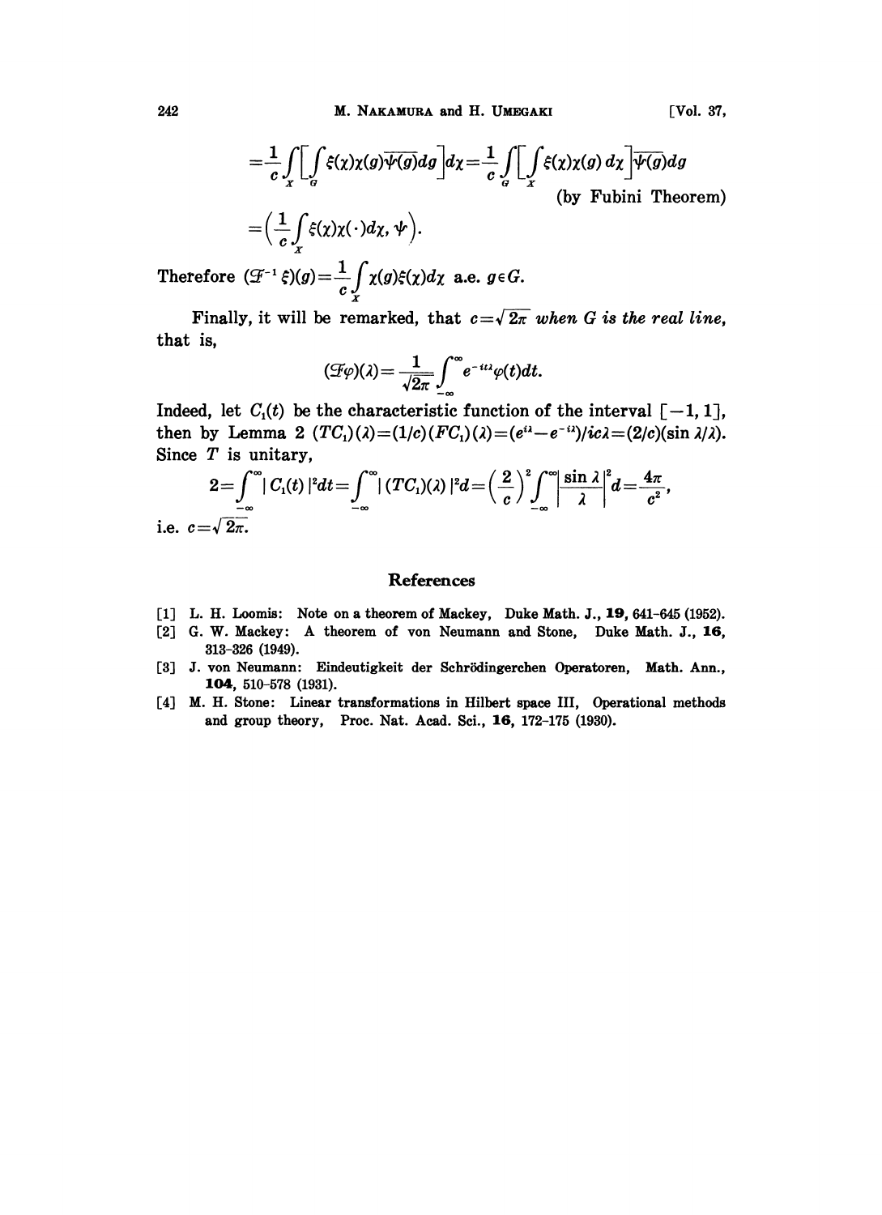$$= \frac{1}{c}\int_X \Big[\int_G \xi(\chi)\chi(g)\overline{\psi(g)}dg\Big]d\chi = \frac{1}{c}\int_G \Big[\int_X \xi(\chi)\chi(g)\,d\chi\Big]\overline{\psi(g)}dg$$

(by Fubini Theorem)

$$= \Big(\frac{1}{c}\int_X \xi(\chi)\chi(\cdot)d\chi, \psi\Big).$$

Therefore $(\mathcal{F}^{-1}\xi)(g) = \frac{1}{c}\int_X \chi(g)\xi(\chi)d\chi$ a.e. $g \in G$.

Finally, it will be remarked, that $c = \sqrt{2\pi}$ *when $G$ is the real line*, that is,

$$(\mathcal{F}\varphi)(\lambda) = \frac{1}{\sqrt{2\pi}}\int_{-\infty}^{\infty} e^{-it\lambda}\varphi(t)dt.$$

Indeed, let $C_1(t)$ be the characteristic function of the interval $[-1, 1]$, then by Lemma 2 $(TC_1)(\lambda) = (1/c)(FC_1)(\lambda) = (e^{i\lambda} - e^{-i\lambda})/ic\lambda = (2/c)(\sin\lambda/\lambda)$. Since $T$ is unitary,

$$2 = \int_{-\infty}^{\infty} |C_1(t)|^2 dt = \int_{-\infty}^{\infty} |(TC_1)(\lambda)|^2 d = \Big(\frac{2}{c}\Big)^2 \int_{-\infty}^{\infty} \Big|\frac{\sin\lambda}{\lambda}\Big|^2 d = \frac{4\pi}{c^2},$$

i.e. $c = \sqrt{2\pi}$.

## References

[1] L. H. Loomis: Note on a theorem of Mackey, Duke Math. J., **19**, 641-645 (1952).

[2] G. W. Mackey: A theorem of von Neumann and Stone, Duke Math. J., **16**, 313-326 (1949).

[3] J. von Neumann: Eindeutigkeit der Schrödingerchen Operatoren, Math. Ann., **104**, 510-578 (1931).

[4] M. H. Stone: Linear transformations in Hilbert space III, Operational methods and group theory, Proc. Nat. Acad. Sci., **16**, 172-175 (1930).